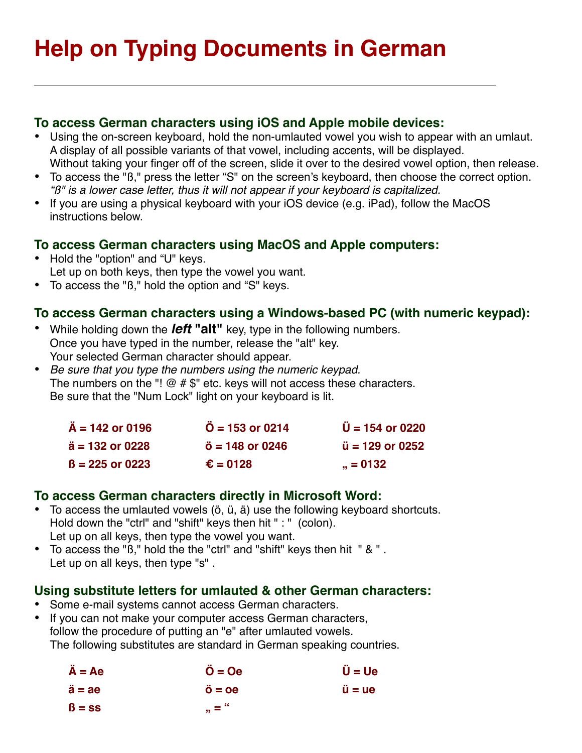# Help on Typing Documents in German

---

## To access German characters using iOS and Apple mobile devices:

- Using the on-screen keyboard, hold the non-umlauted vowel you wish to appear with an umlaut. A display of all possible variants of that vowel, including accents, will be displayed. Without taking your finger off of the screen, slide it over to the desired vowel option, then release.
- To access the "ß," press the letter "S" on the screen's keyboard, then choose the correct option. *"ß" is a lower case letter, thus it will not appear if your keyboard is capitalized.*
- If you are using a physical keyboard with your iOS device (e.g. iPad), follow the MacOS instructions below.

## To access German characters using MacOS and Apple computers:

- Hold the "option" and "U" keys. Let up on both keys, then type the vowel you want.
- To access the "ß," hold the option and "S" keys.

## To access German characters using a Windows-based PC (with numeric keypad):

- While holding down the ***left*** **"alt"** key, type in the following numbers. Once you have typed in the number, release the "alt" key. Your selected German character should appear.
- *Be sure that you type the numbers using the numeric keypad.* The numbers on the "! @ # $" etc. keys will not access these characters. Be sure that the "Num Lock" light on your keyboard is lit.

| | | |
|---|---|---|
| **Ä = 142 or 0196** | **Ö = 153 or 0214** | **Ü = 154 or 0220** |
| **ä = 132 or 0228** | **ö = 148 or 0246** | **ü = 129 or 0252** |
| **ß = 225 or 0223** | **€ = 0128** | **„ = 0132** |

## To access German characters directly in Microsoft Word:

- To access the umlauted vowels (ö, ü, ä) use the following keyboard shortcuts. Hold down the "ctrl" and "shift" keys then hit " : " (colon). Let up on all keys, then type the vowel you want.
- To access the "ß," hold the the "ctrl" and "shift" keys then hit " & " . Let up on all keys, then type "s" .

## Using substitute letters for umlauted & other German characters:

- Some e-mail systems cannot access German characters.
- If you can not make your computer access German characters, follow the procedure of putting an "e" after umlauted vowels. The following substitutes are standard in German speaking countries.

| | | |
|---|---|---|
| **Ä = Ae** | **Ö = Oe** | **Ü = Ue** |
| **ä = ae** | **ö = oe** | **ü = ue** |
| **ß = ss** | **„ = “** | |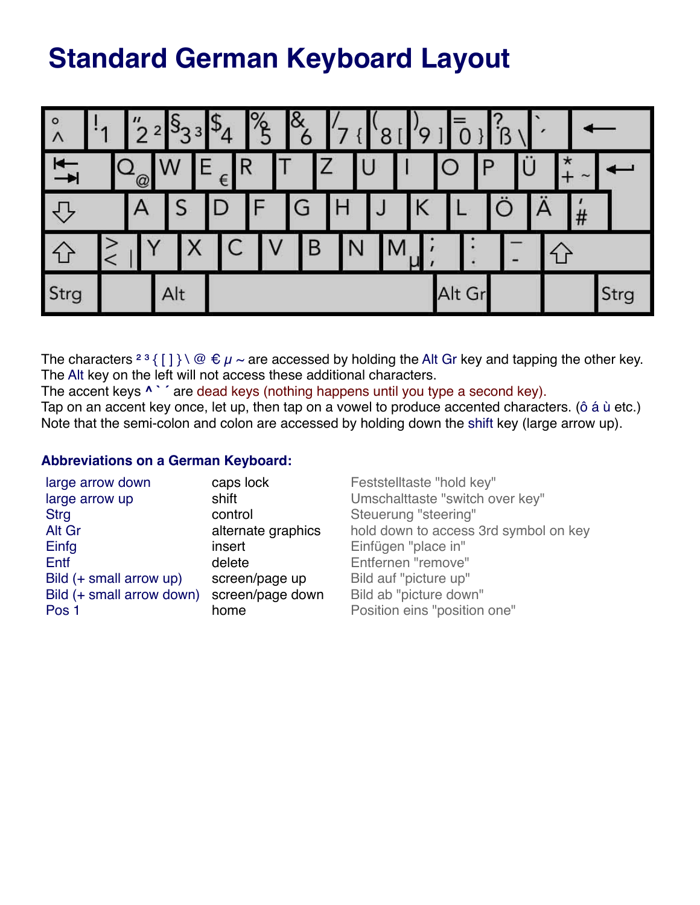# Standard German Keyboard Layout

The characters ² ³ { [ ] } \ @ € µ ~ are accessed by holding the Alt Gr key and tapping the other key.
The Alt key on the left will not access these additional characters.
The accent keys ^ ` ´ are dead keys (nothing happens until you type a second key).
Tap on an accent key once, let up, then tap on a vowel to produce accented characters. (ô á ù etc.)
Note that the semi-colon and colon are accessed by holding down the shift key (large arrow up).

### Abbreviations on a German Keyboard:

| | | |
|---|---|---|
| large arrow down | caps lock | Feststelltaste "hold key" |
| large arrow up | shift | Umschalttaste "switch over key" |
| Strg | control | Steuerung "steering" |
| Alt Gr | alternate graphics | hold down to access 3rd symbol on key |
| Einfg | insert | Einfügen "place in" |
| Entf | delete | Entfernen "remove" |
| Bild (+ small arrow up) | screen/page up | Bild auf "picture up" |
| Bild (+ small arrow down) | screen/page down | Bild ab "picture down" |
| Pos 1 | home | Position eins "position one" |